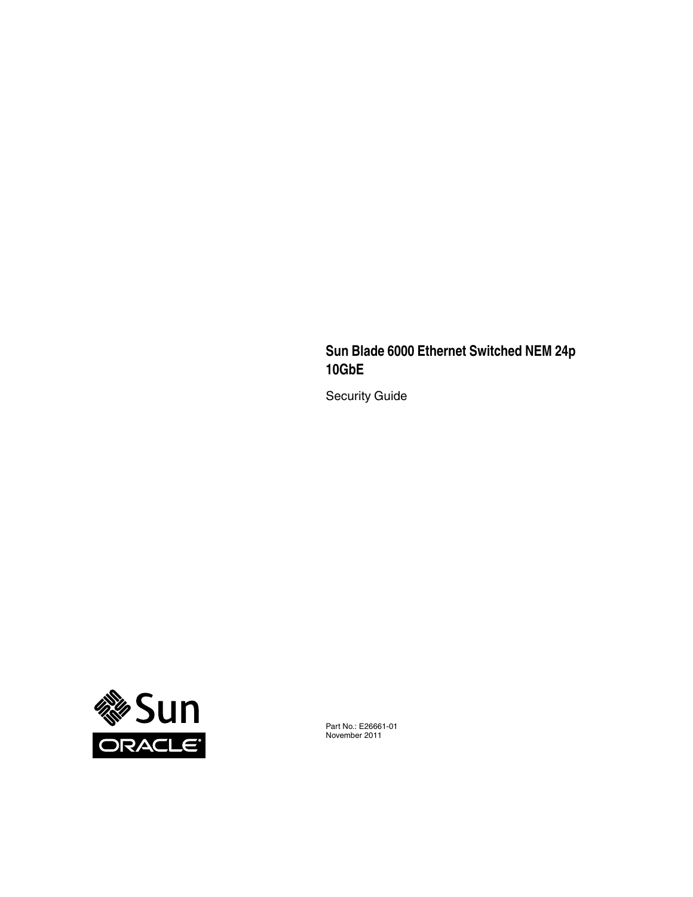# Sun Blade 6000 Ethernet Switched NEM 24p 10GbE

Security Guide

Part No.: E26661-01
November 2011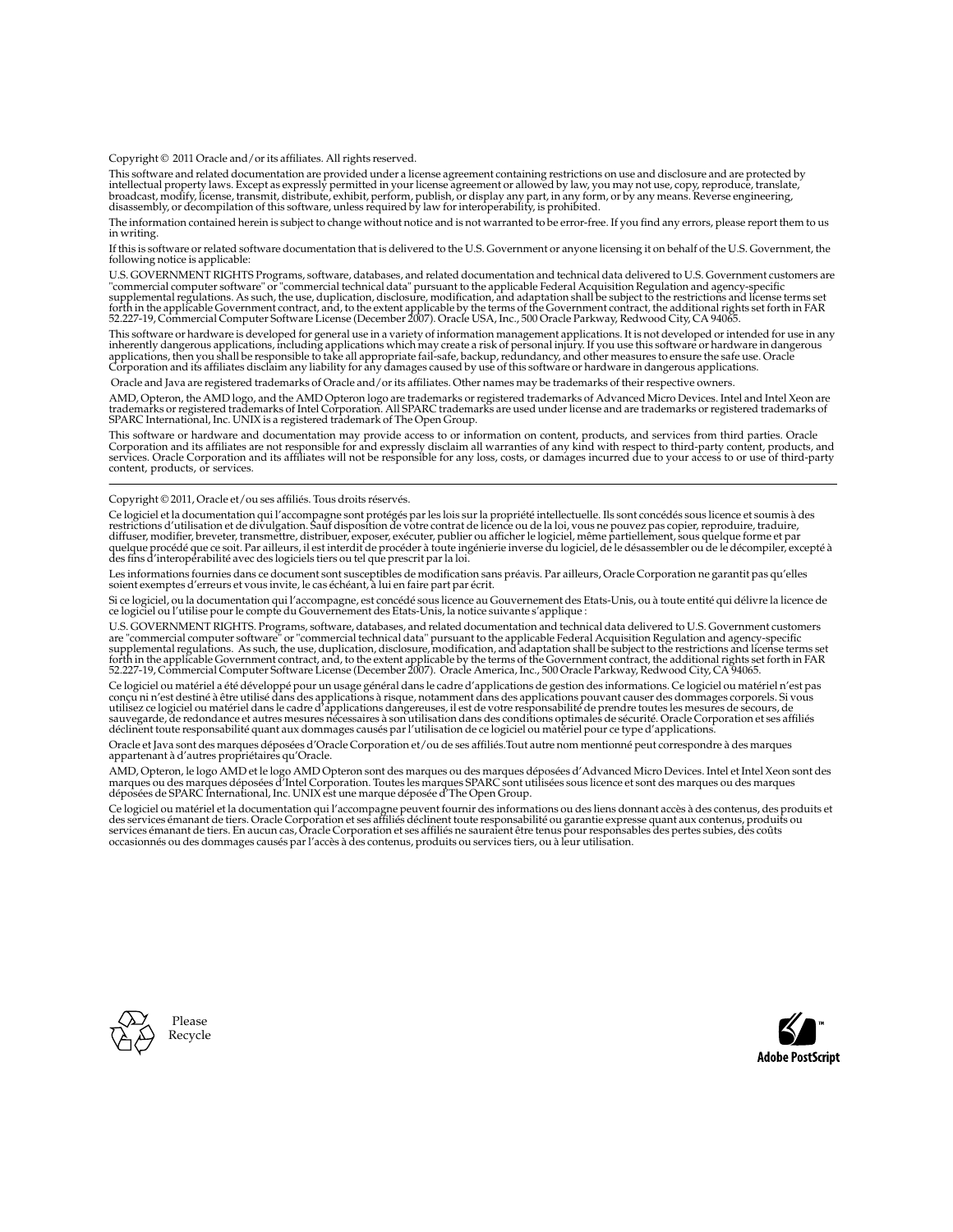Copyright © 2011 Oracle and/or its affiliates. All rights reserved.

This software and related documentation are provided under a license agreement containing restrictions on use and disclosure and are protected by intellectual property laws. Except as expressly permitted in your license agreement or allowed by law, you may not use, copy, reproduce, translate, broadcast, modify, license, transmit, distribute, exhibit, perform, publish, or display any part, in any form, or by any means. Reverse engineering, disassembly, or decompilation of this software, unless required by law for interoperability, is prohibited.

The information contained herein is subject to change without notice and is not warranted to be error-free. If you find any errors, please report them to us in writing.

If this is software or related software documentation that is delivered to the U.S. Government or anyone licensing it on behalf of the U.S. Government, the following notice is applicable:

U.S. GOVERNMENT RIGHTS Programs, software, databases, and related documentation and technical data delivered to U.S. Government customers are "commercial computer software" or "commercial technical data" pursuant to the applicable Federal Acquisition Regulation and agency-specific supplemental regulations. As such, the use, duplication, disclosure, modification, and adaptation shall be subject to the restrictions and license terms set forth in the applicable Government contract, and, to the extent applicable by the terms of the Government contract, the additional rights set forth in FAR 52.227-19, Commercial Computer Software License (December 2007). Oracle USA, Inc., 500 Oracle Parkway, Redwood City, CA 94065.

This software or hardware is developed for general use in a variety of information management applications. It is not developed or intended for use in any inherently dangerous applications, including applications which may create a risk of personal injury. If you use this software or hardware in dangerous applications, then you shall be responsible to take all appropriate fail-safe, backup, redundancy, and other measures to ensure the safe use. Oracle Corporation and its affiliates disclaim any liability for any damages caused by use of this software or hardware in dangerous applications.

Oracle and Java are registered trademarks of Oracle and/or its affiliates. Other names may be trademarks of their respective owners.

AMD, Opteron, the AMD logo, and the AMD Opteron logo are trademarks or registered trademarks of Advanced Micro Devices. Intel and Intel Xeon are trademarks or registered trademarks of Intel Corporation. All SPARC trademarks are used under license and are trademarks or registered trademarks of SPARC International, Inc. UNIX is a registered trademark of The Open Group.

This software or hardware and documentation may provide access to or information on content, products, and services from third parties. Oracle Corporation and its affiliates are not responsible for and expressly disclaim all warranties of any kind with respect to third-party content, products, and services. Oracle Corporation and its affiliates will not be responsible for any loss, costs, or damages incurred due to your access to or use of third-party content, products, or services.

---

Copyright © 2011, Oracle et/ou ses affiliés. Tous droits réservés.

Ce logiciel et la documentation qui l'accompagne sont protégés par les lois sur la propriété intellectuelle. Ils sont concédés sous licence et soumis à des restrictions d'utilisation et de divulgation. Sauf disposition de votre contrat de licence ou de la loi, vous ne pouvez pas copier, reproduire, traduire, diffuser, modifier, breveter, transmettre, distribuer, exposer, exécuter, publier ou afficher le logiciel, même partiellement, sous quelque forme et par quelque procédé que ce soit. Par ailleurs, il est interdit de procéder à toute ingénierie inverse du logiciel, de le désassembler ou de le décompiler, excepté à des fins d'interopérabilité avec des logiciels tiers ou tel que prescrit par la loi.

Les informations fournies dans ce document sont susceptibles de modification sans préavis. Par ailleurs, Oracle Corporation ne garantit pas qu'elles soient exemptes d'erreurs et vous invite, le cas échéant, à lui en faire part par écrit.

Si ce logiciel, ou la documentation qui l'accompagne, est concédé sous licence au Gouvernement des Etats-Unis, ou à toute entité qui délivre la licence de ce logiciel ou l'utilise pour le compte du Gouvernement des Etats-Unis, la notice suivante s'applique :

U.S. GOVERNMENT RIGHTS. Programs, software, databases, and related documentation and technical data delivered to U.S. Government customers are "commercial computer software" or "commercial technical data" pursuant to the applicable Federal Acquisition Regulation and agency-specific supplemental regulations. As such, the use, duplication, disclosure, modification, and adaptation shall be subject to the restrictions and license terms set forth in the applicable Government contract, and, to the extent applicable by the terms of the Government contract, the additional rights set forth in FAR 52.227-19, Commercial Computer Software License (December 2007). Oracle America, Inc., 500 Oracle Parkway, Redwood City, CA 94065.

Ce logiciel ou matériel a été développé pour un usage général dans le cadre d'applications de gestion des informations. Ce logiciel ou matériel n'est pas conçu ni n'est destiné à être utilisé dans des applications à risque, notamment dans des applications pouvant causer des dommages corporels. Si vous utilisez ce logiciel ou matériel dans le cadre d'applications dangereuses, il est de votre responsabilité de prendre toutes les mesures de secours, de sauvegarde, de redondance et autres mesures nécessaires à son utilisation dans des conditions optimales de sécurité. Oracle Corporation et ses affiliés déclinent toute responsabilité quant aux dommages causés par l'utilisation de ce logiciel ou matériel pour ce type d'applications.

Oracle et Java sont des marques déposées d'Oracle Corporation et/ou de ses affiliés.Tout autre nom mentionné peut correspondre à des marques appartenant à d'autres propriétaires qu'Oracle.

AMD, Opteron, le logo AMD et le logo AMD Opteron sont des marques ou des marques déposées d'Advanced Micro Devices. Intel et Intel Xeon sont des marques ou des marques déposées d'Intel Corporation. Toutes les marques SPARC sont utilisées sous licence et sont des marques ou des marques déposées de SPARC International, Inc. UNIX est une marque déposée d'The Open Group.

Ce logiciel ou matériel et la documentation qui l'accompagne peuvent fournir des informations ou des liens donnant accès à des contenus, des produits et des services émanant de tiers. Oracle Corporation et ses affiliés déclinent toute responsabilité ou garantie expresse quant aux contenus, produits ou services émanant de tiers. En aucun cas, Oracle Corporation et ses affiliés ne sauraient être tenus pour responsables des pertes subies, des coûts occasionnés ou des dommages causés par l'accès à des contenus, produits ou services tiers, ou à leur utilisation.

Please Recycle

Adobe PostScript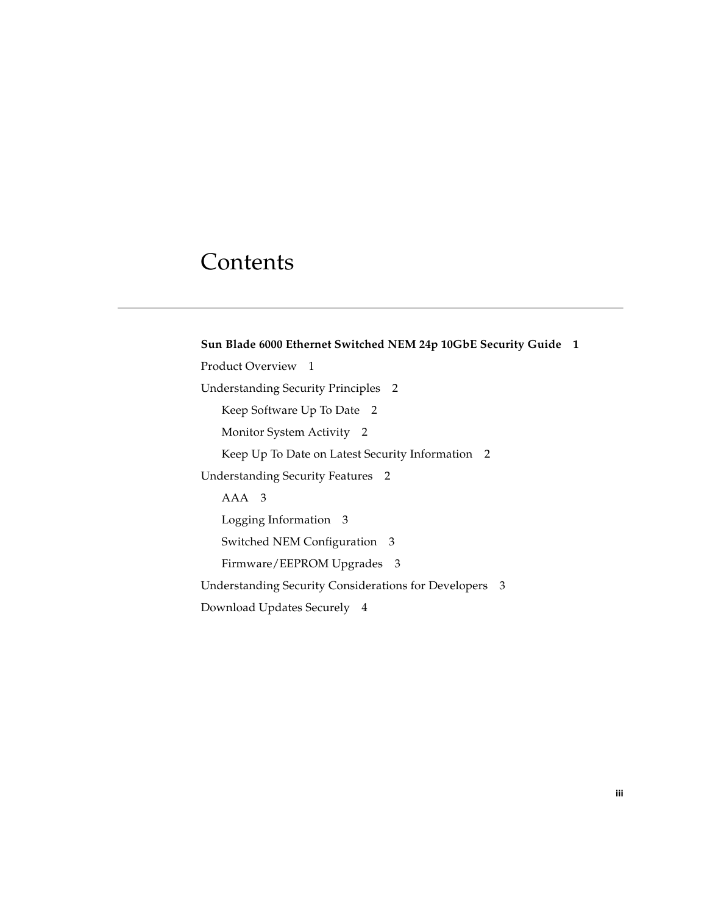# Contents

**Sun Blade 6000 Ethernet Switched NEM 24p 10GbE Security Guide 1**

Product Overview 1

Understanding Security Principles 2

- Keep Software Up To Date 2
- Monitor System Activity 2
- Keep Up To Date on Latest Security Information 2

Understanding Security Features 2

- AAA 3
- Logging Information 3
- Switched NEM Configuration 3
- Firmware/EEPROM Upgrades 3

Understanding Security Considerations for Developers 3

Download Updates Securely 4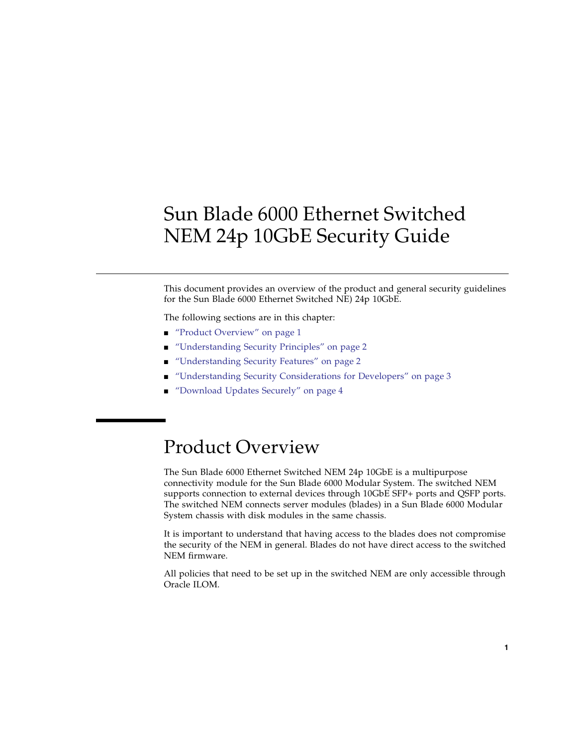# Sun Blade 6000 Ethernet Switched NEM 24p 10GbE Security Guide

This document provides an overview of the product and general security guidelines for the Sun Blade 6000 Ethernet Switched NE) 24p 10GbE.

The following sections are in this chapter:

- "Product Overview" on page 1
- "Understanding Security Principles" on page 2
- "Understanding Security Features" on page 2
- "Understanding Security Considerations for Developers" on page 3
- "Download Updates Securely" on page 4

## Product Overview

The Sun Blade 6000 Ethernet Switched NEM 24p 10GbE is a multipurpose connectivity module for the Sun Blade 6000 Modular System. The switched NEM supports connection to external devices through 10GbE SFP+ ports and QSFP ports. The switched NEM connects server modules (blades) in a Sun Blade 6000 Modular System chassis with disk modules in the same chassis.

It is important to understand that having access to the blades does not compromise the security of the NEM in general. Blades do not have direct access to the switched NEM firmware.

All policies that need to be set up in the switched NEM are only accessible through Oracle ILOM.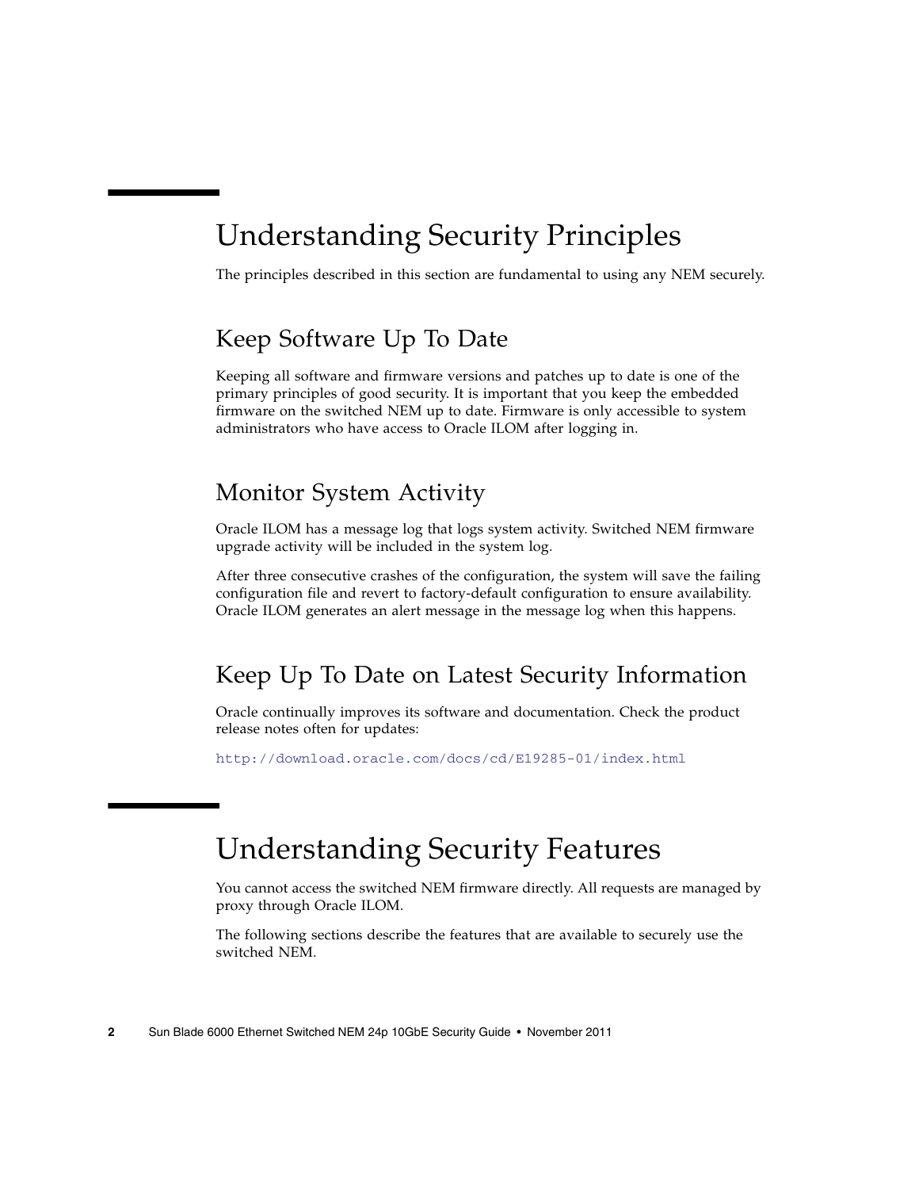# Understanding Security Principles

The principles described in this section are fundamental to using any NEM securely.

## Keep Software Up To Date

Keeping all software and firmware versions and patches up to date is one of the primary principles of good security. It is important that you keep the embedded firmware on the switched NEM up to date. Firmware is only accessible to system administrators who have access to Oracle ILOM after logging in.

## Monitor System Activity

Oracle ILOM has a message log that logs system activity. Switched NEM firmware upgrade activity will be included in the system log.

After three consecutive crashes of the configuration, the system will save the failing configuration file and revert to factory-default configuration to ensure availability. Oracle ILOM generates an alert message in the message log when this happens.

## Keep Up To Date on Latest Security Information

Oracle continually improves its software and documentation. Check the product release notes often for updates:

http://download.oracle.com/docs/cd/E19285-01/index.html

# Understanding Security Features

You cannot access the switched NEM firmware directly. All requests are managed by proxy through Oracle ILOM.

The following sections describe the features that are available to securely use the switched NEM.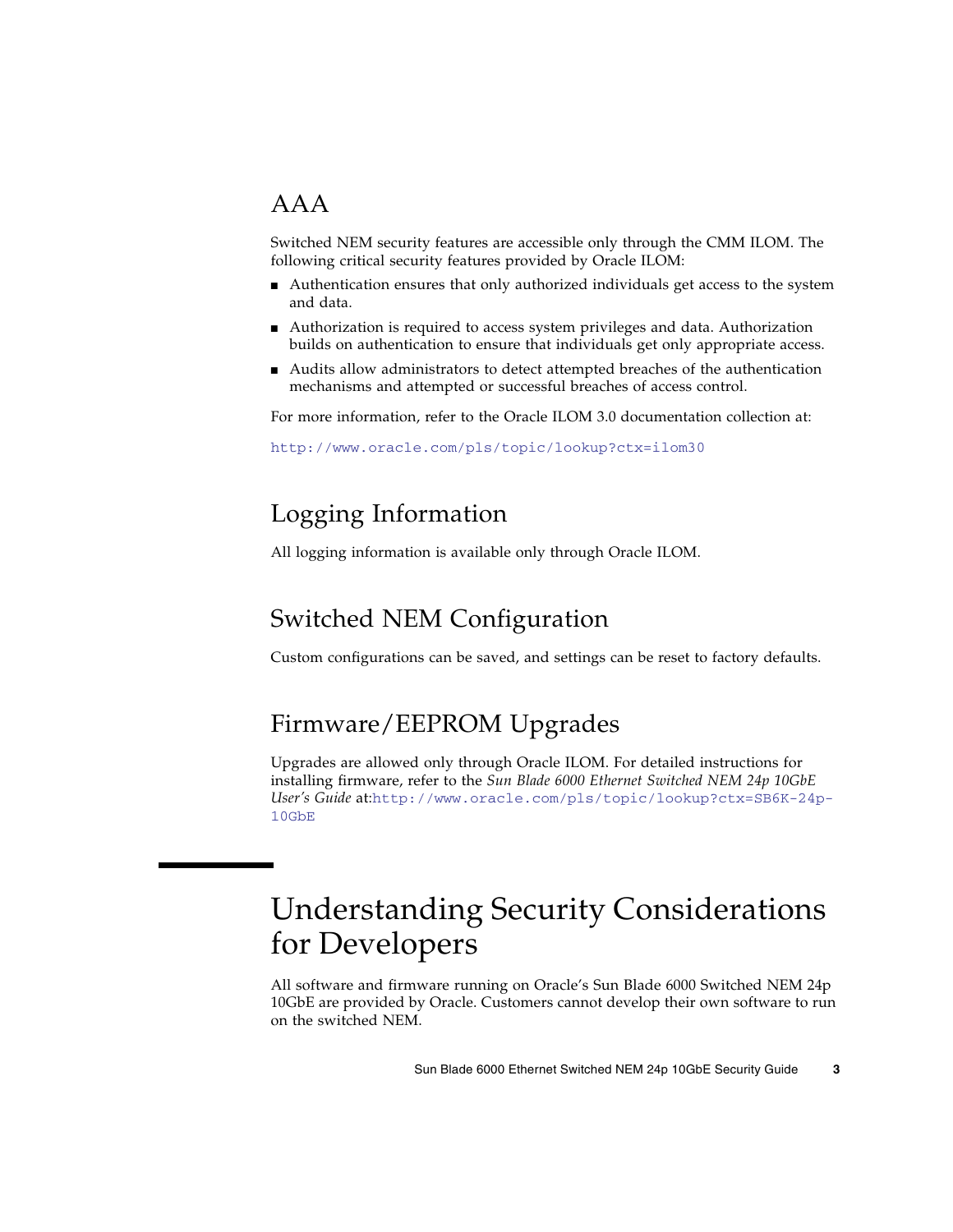## AAA

Switched NEM security features are accessible only through the CMM ILOM. The following critical security features provided by Oracle ILOM:

- Authentication ensures that only authorized individuals get access to the system and data.
- Authorization is required to access system privileges and data. Authorization builds on authentication to ensure that individuals get only appropriate access.
- Audits allow administrators to detect attempted breaches of the authentication mechanisms and attempted or successful breaches of access control.

For more information, refer to the Oracle ILOM 3.0 documentation collection at:

http://www.oracle.com/pls/topic/lookup?ctx=ilom30

## Logging Information

All logging information is available only through Oracle ILOM.

## Switched NEM Configuration

Custom configurations can be saved, and settings can be reset to factory defaults.

## Firmware/EEPROM Upgrades

Upgrades are allowed only through Oracle ILOM. For detailed instructions for installing firmware, refer to the *Sun Blade 6000 Ethernet Switched NEM 24p 10GbE User's Guide* at:http://www.oracle.com/pls/topic/lookup?ctx=SB6K-24p-10GbE

# Understanding Security Considerations for Developers

All software and firmware running on Oracle's Sun Blade 6000 Switched NEM 24p 10GbE are provided by Oracle. Customers cannot develop their own software to run on the switched NEM.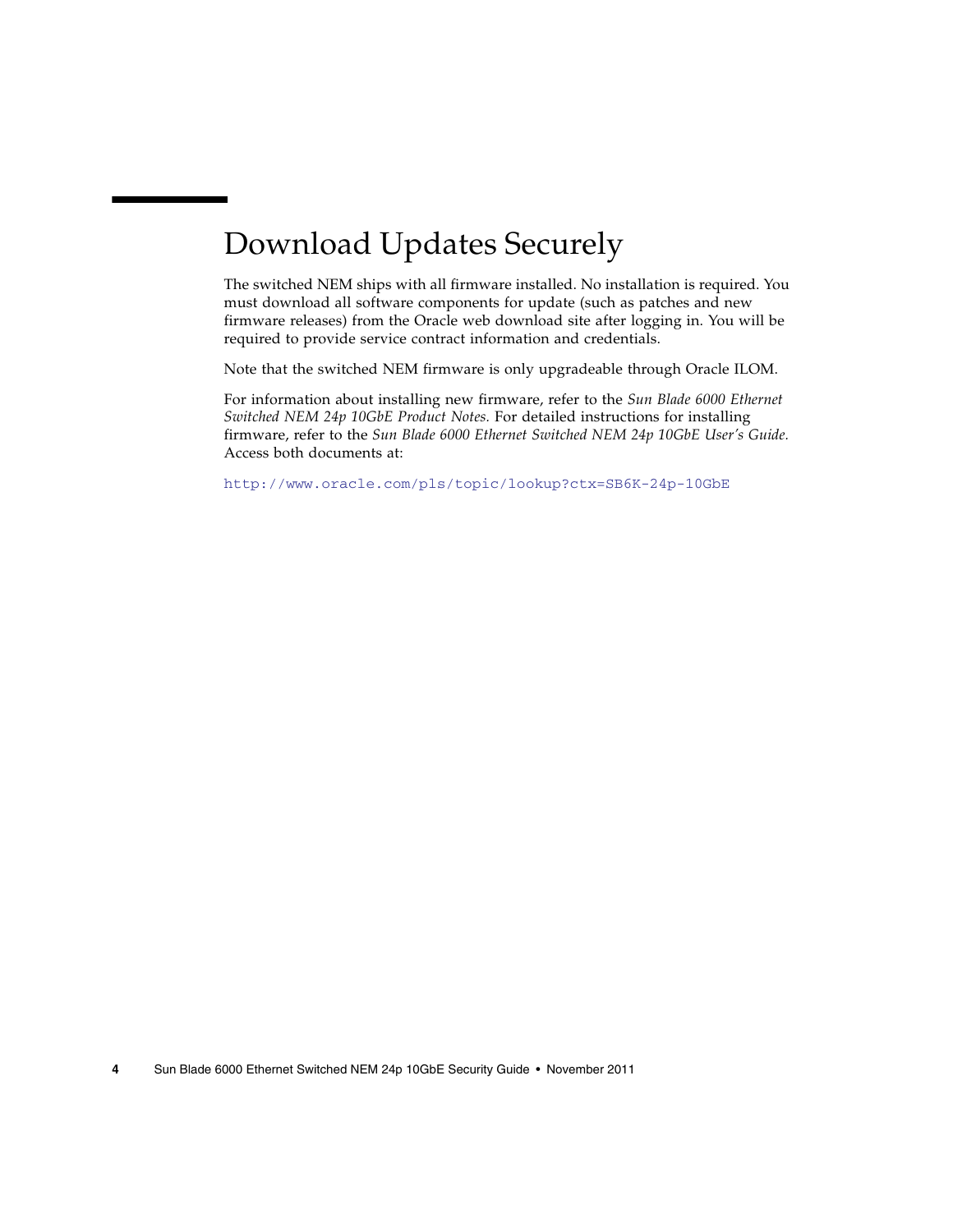# Download Updates Securely

The switched NEM ships with all firmware installed. No installation is required. You must download all software components for update (such as patches and new firmware releases) from the Oracle web download site after logging in. You will be required to provide service contract information and credentials.

Note that the switched NEM firmware is only upgradeable through Oracle ILOM.

For information about installing new firmware, refer to the *Sun Blade 6000 Ethernet Switched NEM 24p 10GbE Product Notes.* For detailed instructions for installing firmware, refer to the *Sun Blade 6000 Ethernet Switched NEM 24p 10GbE User's Guide.* Access both documents at:

http://www.oracle.com/pls/topic/lookup?ctx=SB6K-24p-10GbE